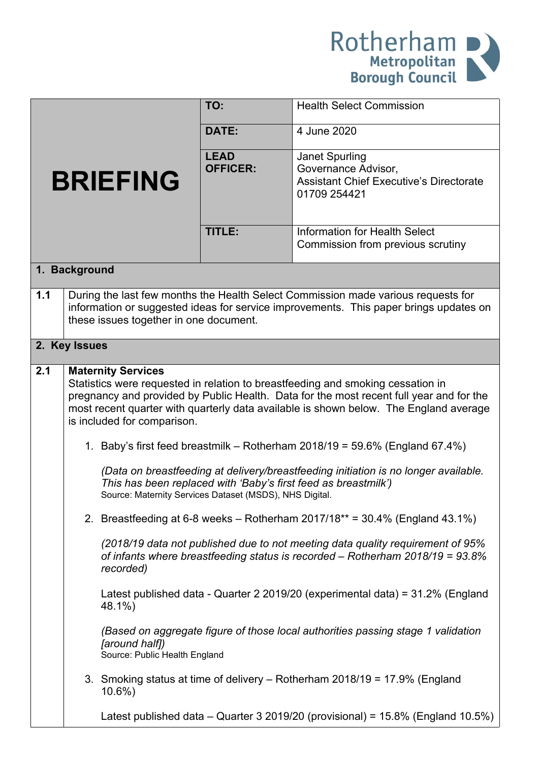Rotherham Metropolitan Borough Council

| BRIEFING | | |
|---|---|---|
| | **TO:** | Health Select Commission |
| | **DATE:** | 4 June 2020 |
| | **LEAD OFFICER:** | Janet Spurling<br>Governance Advisor,<br>Assistant Chief Executive's Directorate<br>01709 254421 |
| | **TITLE:** | Information for Health Select Commission from previous scrutiny |

## 1. Background

**1.1** During the last few months the Health Select Commission made various requests for information or suggested ideas for service improvements. This paper brings updates on these issues together in one document.

## 2. Key Issues

**2.1** **Maternity Services**
Statistics were requested in relation to breastfeeding and smoking cessation in pregnancy and provided by Public Health. Data for the most recent full year and for the most recent quarter with quarterly data available is shown below. The England average is included for comparison.

1. Baby's first feed breastmilk – Rotherham 2018/19 = 59.6% (England 67.4%)

   *(Data on breastfeeding at delivery/breastfeeding initiation is no longer available. This has been replaced with 'Baby's first feed as breastmilk')*
   Source: Maternity Services Dataset (MSDS), NHS Digital.

2. Breastfeeding at 6-8 weeks – Rotherham 2017/18** = 30.4% (England 43.1%)

   *(2018/19 data not published due to not meeting data quality requirement of 95% of infants where breastfeeding status is recorded – Rotherham 2018/19 = 93.8% recorded)*

   Latest published data - Quarter 2 2019/20 (experimental data) = 31.2% (England 48.1%)

   *(Based on aggregate figure of those local authorities passing stage 1 validation [around half])*
   Source: Public Health England

3. Smoking status at time of delivery – Rotherham 2018/19 = 17.9% (England 10.6%)

   Latest published data – Quarter 3 2019/20 (provisional) = 15.8% (England 10.5%)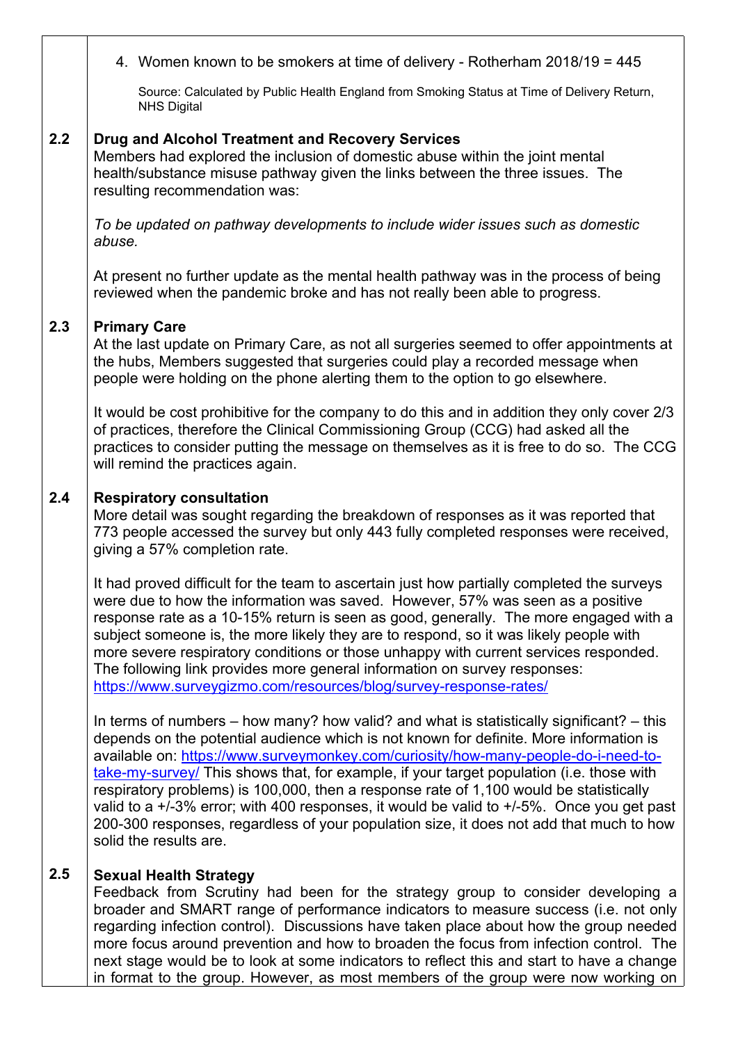4. Women known to be smokers at time of delivery - Rotherham 2018/19 = 445

   Source: Calculated by Public Health England from Smoking Status at Time of Delivery Return, NHS Digital

**2.2 Drug and Alcohol Treatment and Recovery Services**

Members had explored the inclusion of domestic abuse within the joint mental health/substance misuse pathway given the links between the three issues. The resulting recommendation was:

*To be updated on pathway developments to include wider issues such as domestic abuse.*

At present no further update as the mental health pathway was in the process of being reviewed when the pandemic broke and has not really been able to progress.

**2.3 Primary Care**

At the last update on Primary Care, as not all surgeries seemed to offer appointments at the hubs, Members suggested that surgeries could play a recorded message when people were holding on the phone alerting them to the option to go elsewhere.

It would be cost prohibitive for the company to do this and in addition they only cover 2/3 of practices, therefore the Clinical Commissioning Group (CCG) had asked all the practices to consider putting the message on themselves as it is free to do so. The CCG will remind the practices again.

**2.4 Respiratory consultation**

More detail was sought regarding the breakdown of responses as it was reported that 773 people accessed the survey but only 443 fully completed responses were received, giving a 57% completion rate.

It had proved difficult for the team to ascertain just how partially completed the surveys were due to how the information was saved. However, 57% was seen as a positive response rate as a 10-15% return is seen as good, generally. The more engaged with a subject someone is, the more likely they are to respond, so it was likely people with more severe respiratory conditions or those unhappy with current services responded. The following link provides more general information on survey responses: [https://www.surveygizmo.com/resources/blog/survey-response-rates/](https://www.surveygizmo.com/resources/blog/survey-response-rates/)

In terms of numbers – how many? how valid? and what is statistically significant? – this depends on the potential audience which is not known for definite. More information is available on: [https://www.surveymonkey.com/curiosity/how-many-people-do-i-need-to-take-my-survey/](https://www.surveymonkey.com/curiosity/how-many-people-do-i-need-to-take-my-survey/) This shows that, for example, if your target population (i.e. those with respiratory problems) is 100,000, then a response rate of 1,100 would be statistically valid to a +/-3% error; with 400 responses, it would be valid to +/-5%. Once you get past 200-300 responses, regardless of your population size, it does not add that much to how solid the results are.

**2.5 Sexual Health Strategy**

Feedback from Scrutiny had been for the strategy group to consider developing a broader and SMART range of performance indicators to measure success (i.e. not only regarding infection control). Discussions have taken place about how the group needed more focus around prevention and how to broaden the focus from infection control. The next stage would be to look at some indicators to reflect this and start to have a change in format to the group. However, as most members of the group were now working on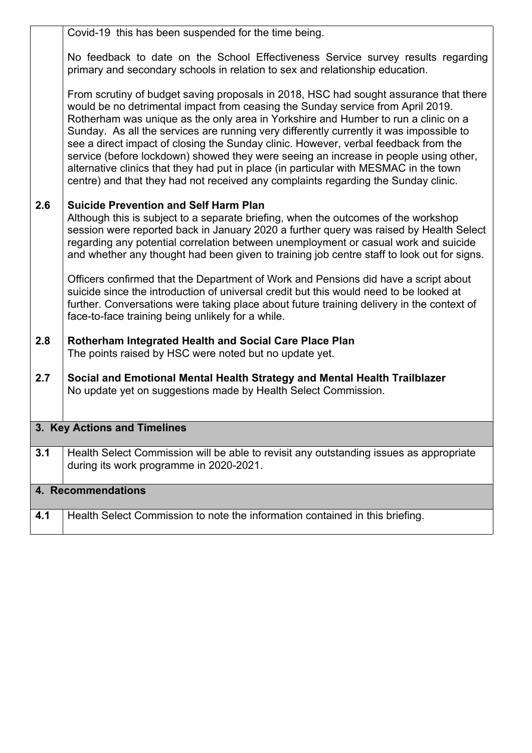Covid-19 this has been suspended for the time being.

No feedback to date on the School Effectiveness Service survey results regarding primary and secondary schools in relation to sex and relationship education.

From scrutiny of budget saving proposals in 2018, HSC had sought assurance that there would be no detrimental impact from ceasing the Sunday service from April 2019. Rotherham was unique as the only area in Yorkshire and Humber to run a clinic on a Sunday. As all the services are running very differently currently it was impossible to see a direct impact of closing the Sunday clinic. However, verbal feedback from the service (before lockdown) showed they were seeing an increase in people using other, alternative clinics that they had put in place (in particular with MESMAC in the town centre) and that they had not received any complaints regarding the Sunday clinic.

**2.6 Suicide Prevention and Self Harm Plan**

Although this is subject to a separate briefing, when the outcomes of the workshop session were reported back in January 2020 a further query was raised by Health Select regarding any potential correlation between unemployment or casual work and suicide and whether any thought had been given to training job centre staff to look out for signs.

Officers confirmed that the Department of Work and Pensions did have a script about suicide since the introduction of universal credit but this would need to be looked at further. Conversations were taking place about future training delivery in the context of face-to-face training being unlikely for a while.

**2.8 Rotherham Integrated Health and Social Care Place Plan**

The points raised by HSC were noted but no update yet.

**2.7 Social and Emotional Mental Health Strategy and Mental Health Trailblazer**

No update yet on suggestions made by Health Select Commission.

## 3. Key Actions and Timelines

**3.1** Health Select Commission will be able to revisit any outstanding issues as appropriate during its work programme in 2020-2021.

## 4. Recommendations

**4.1** Health Select Commission to note the information contained in this briefing.